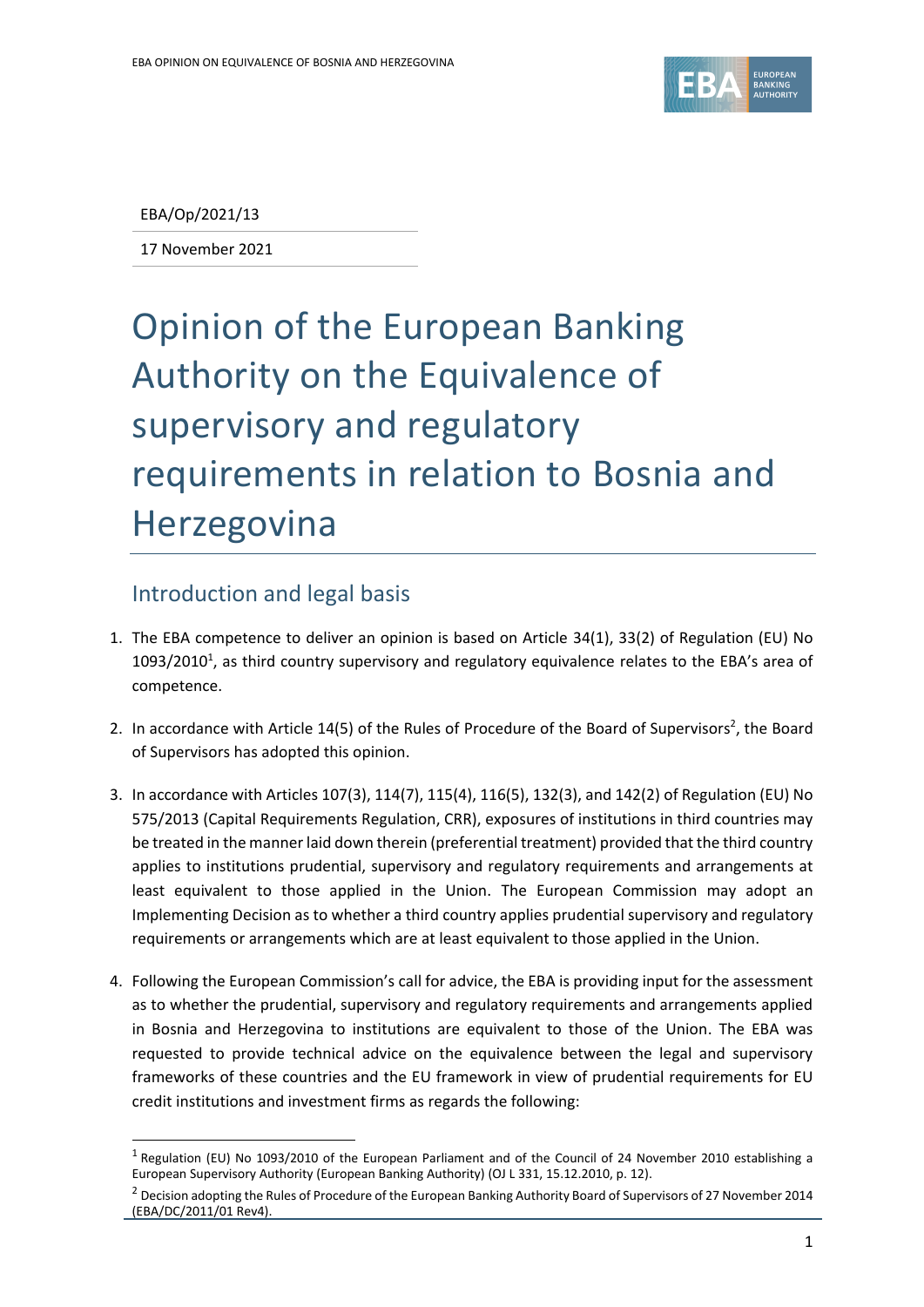EBA/Op/2021/13

17 November 2021

# Opinion of the European Banking Authority on the Equivalence of supervisory and regulatory requirements in relation to Bosnia and Herzegovina

## Introduction and legal basis

1. The EBA competence to deliver an opinion is based on Article 34(1), 33(2) of Regulation (EU) No 1093/2010[1], as third country supervisory and regulatory equivalence relates to the EBA's area of competence.

2. In accordance with Article 14(5) of the Rules of Procedure of the Board of Supervisors[2], the Board of Supervisors has adopted this opinion.

3. In accordance with Articles 107(3), 114(7), 115(4), 116(5), 132(3), and 142(2) of Regulation (EU) No 575/2013 (Capital Requirements Regulation, CRR), exposures of institutions in third countries may be treated in the manner laid down therein (preferential treatment) provided that the third country applies to institutions prudential, supervisory and regulatory requirements and arrangements at least equivalent to those applied in the Union. The European Commission may adopt an Implementing Decision as to whether a third country applies prudential supervisory and regulatory requirements or arrangements which are at least equivalent to those applied in the Union.

4. Following the European Commission's call for advice, the EBA is providing input for the assessment as to whether the prudential, supervisory and regulatory requirements and arrangements applied in Bosnia and Herzegovina to institutions are equivalent to those of the Union. The EBA was requested to provide technical advice on the equivalence between the legal and supervisory frameworks of these countries and the EU framework in view of prudential requirements for EU credit institutions and investment firms as regards the following:

[1] Regulation (EU) No 1093/2010 of the European Parliament and of the Council of 24 November 2010 establishing a European Supervisory Authority (European Banking Authority) (OJ L 331, 15.12.2010, p. 12).

[2] Decision adopting the Rules of Procedure of the European Banking Authority Board of Supervisors of 27 November 2014 (EBA/DC/2011/01 Rev4).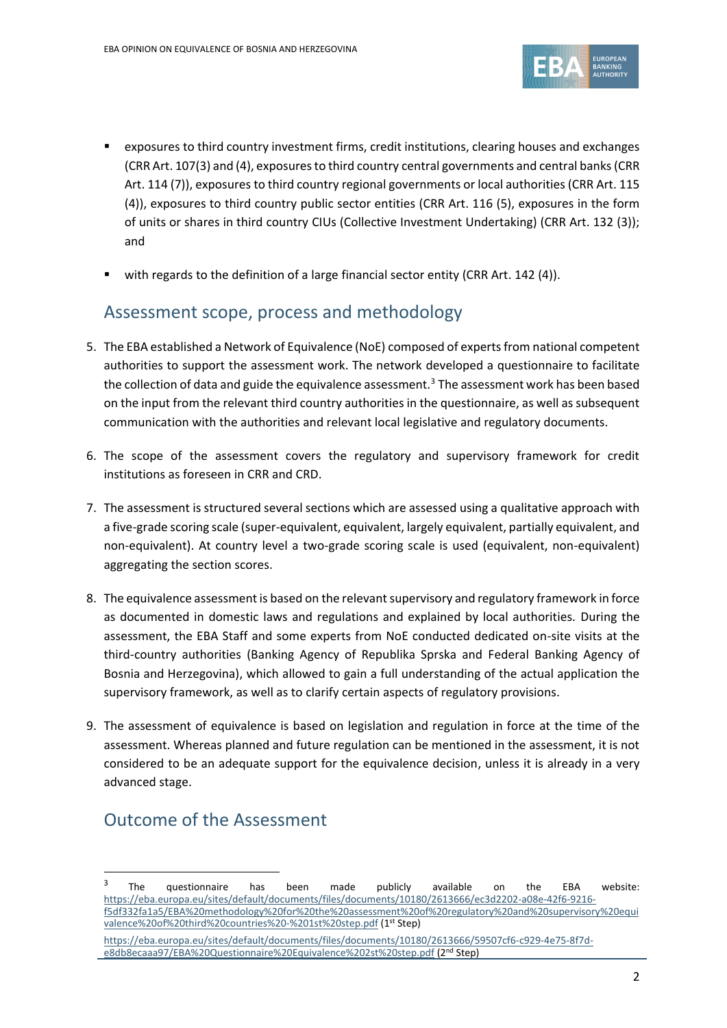- exposures to third country investment firms, credit institutions, clearing houses and exchanges (CRR Art. 107(3) and (4), exposures to third country central governments and central banks (CRR Art. 114 (7)), exposures to third country regional governments or local authorities (CRR Art. 115 (4)), exposures to third country public sector entities (CRR Art. 116 (5), exposures in the form of units or shares in third country CIUs (Collective Investment Undertaking) (CRR Art. 132 (3)); and
- with regards to the definition of a large financial sector entity (CRR Art. 142 (4)).

## Assessment scope, process and methodology

5. The EBA established a Network of Equivalence (NoE) composed of experts from national competent authorities to support the assessment work. The network developed a questionnaire to facilitate the collection of data and guide the equivalence assessment.[3] The assessment work has been based on the input from the relevant third country authorities in the questionnaire, as well as subsequent communication with the authorities and relevant local legislative and regulatory documents.

6. The scope of the assessment covers the regulatory and supervisory framework for credit institutions as foreseen in CRR and CRD.

7. The assessment is structured several sections which are assessed using a qualitative approach with a five-grade scoring scale (super-equivalent, equivalent, largely equivalent, partially equivalent, and non-equivalent). At country level a two-grade scoring scale is used (equivalent, non-equivalent) aggregating the section scores.

8. The equivalence assessment is based on the relevant supervisory and regulatory framework in force as documented in domestic laws and regulations and explained by local authorities. During the assessment, the EBA Staff and some experts from NoE conducted dedicated on-site visits at the third-country authorities (Banking Agency of Republika Sprska and Federal Banking Agency of Bosnia and Herzegovina), which allowed to gain a full understanding of the actual application the supervisory framework, as well as to clarify certain aspects of regulatory provisions.

9. The assessment of equivalence is based on legislation and regulation in force at the time of the assessment. Whereas planned and future regulation can be mentioned in the assessment, it is not considered to be an adequate support for the equivalence decision, unless it is already in a very advanced stage.

## Outcome of the Assessment

[3] The questionnaire has been made publicly available on the EBA website: https://eba.europa.eu/sites/default/documents/files/documents/10180/2613666/ec3d2202-a08e-42f6-9216-f5df332fa1a5/EBA%20methodology%20for%20the%20assessment%20of%20regulatory%20and%20supervisory%20equivalence%20of%20third%20countries%20-%201st%20step.pdf (1st Step)

https://eba.europa.eu/sites/default/documents/files/documents/10180/2613666/59507cf6-c929-4e75-8f7d-e8db8ecaaa97/EBA%20Questionnaire%20Equivalence%202st%20step.pdf (2nd Step)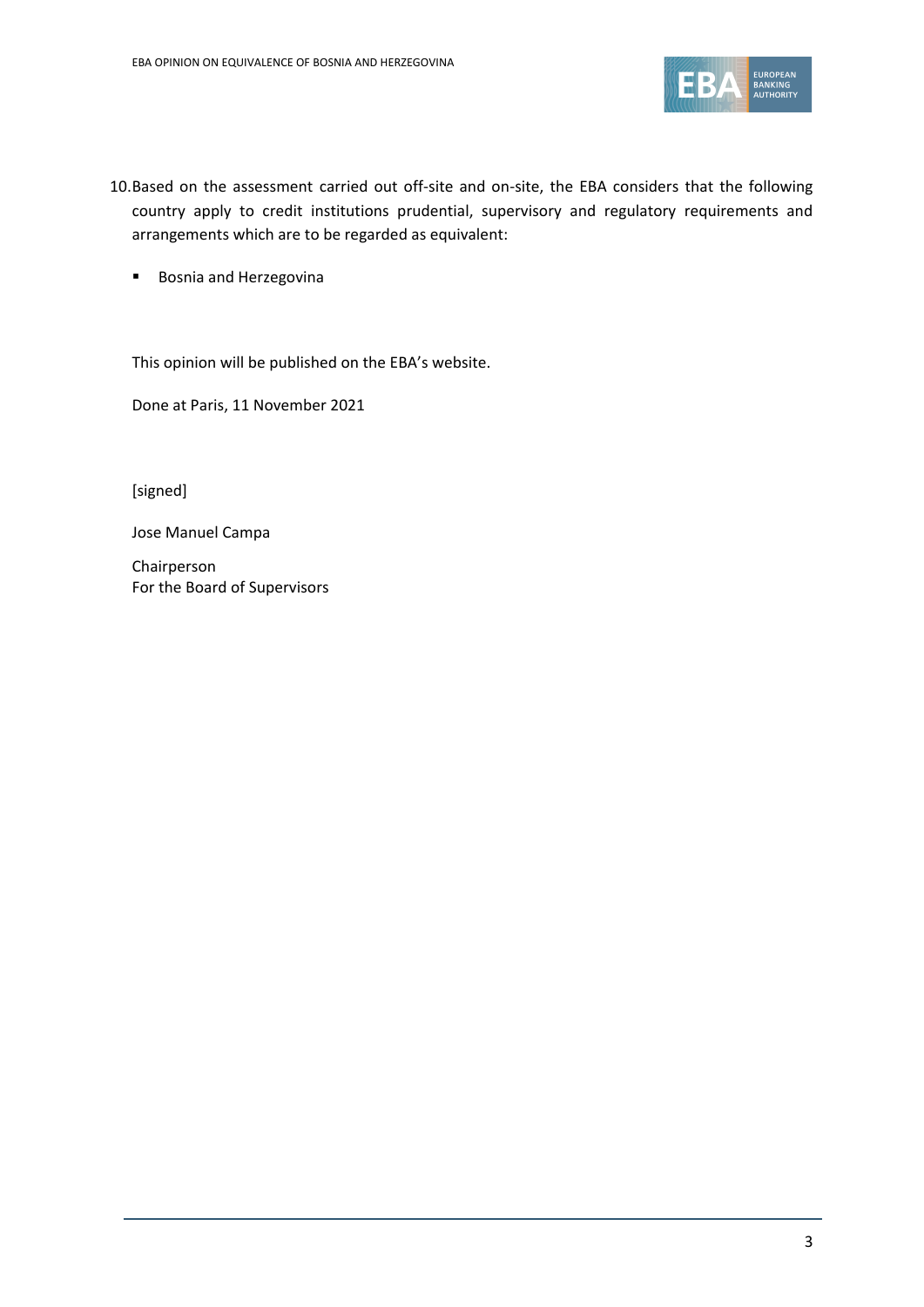10. Based on the assessment carried out off-site and on-site, the EBA considers that the following country apply to credit institutions prudential, supervisory and regulatory requirements and arrangements which are to be regarded as equivalent:

   - Bosnia and Herzegovina

This opinion will be published on the EBA's website.

Done at Paris, 11 November 2021

[signed]

Jose Manuel Campa

Chairperson
For the Board of Supervisors